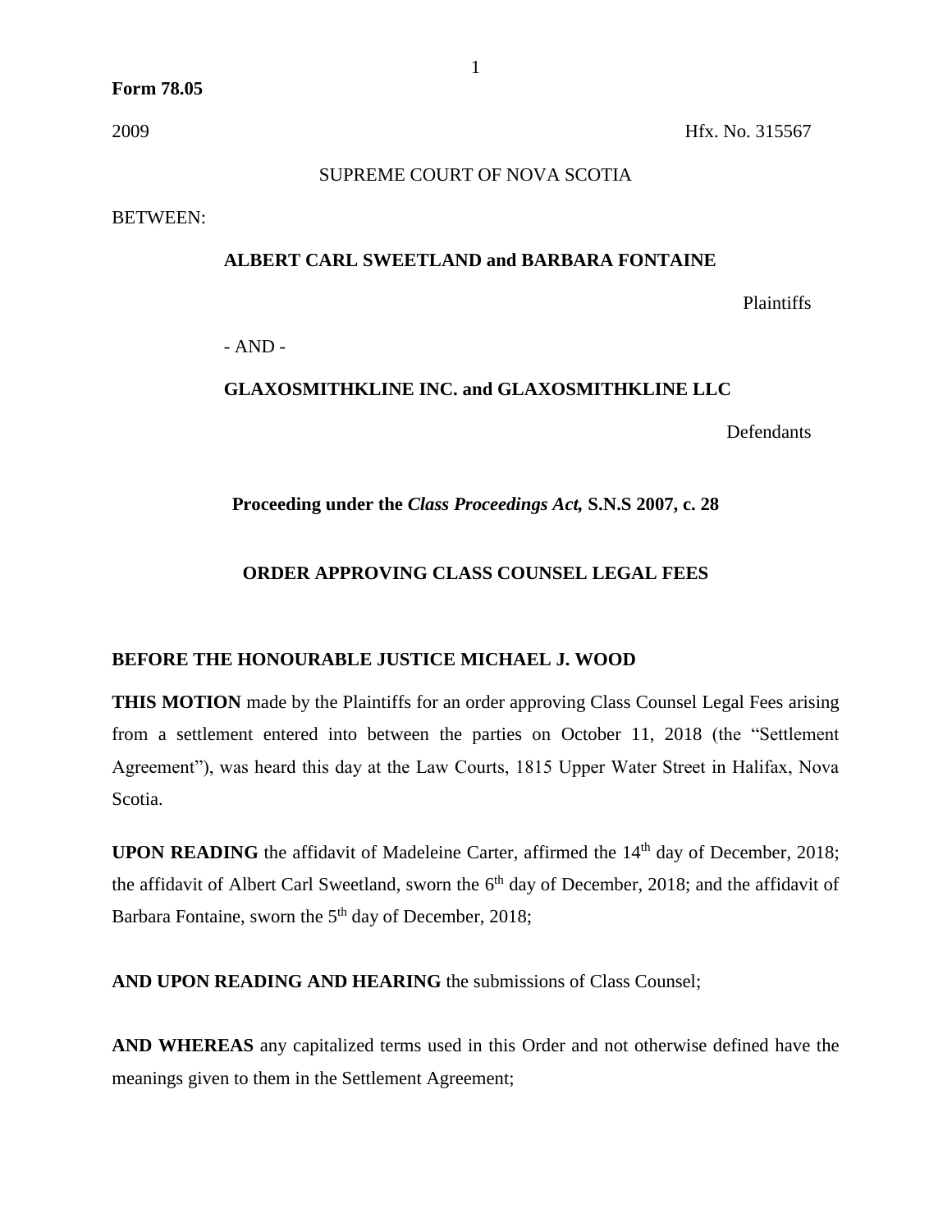**Form 78.05**

2009 Hfx. No. 315567

SUPREME COURT OF NOVA SCOTIA

BETWEEN:

**ALBERT CARL SWEETLAND and BARBARA FONTAINE**

Plaintiffs

- AND -

**GLAXOSMITHKLINE INC. and GLAXOSMITHKLINE LLC**

Defendants

**Proceeding under the *Class Proceedings Act,* S.N.S 2007, c. 28**

**ORDER APPROVING CLASS COUNSEL LEGAL FEES**

**BEFORE THE HONOURABLE JUSTICE MICHAEL J. WOOD**

**THIS MOTION** made by the Plaintiffs for an order approving Class Counsel Legal Fees arising from a settlement entered into between the parties on October 11, 2018 (the "Settlement Agreement"), was heard this day at the Law Courts, 1815 Upper Water Street in Halifax, Nova Scotia.

**UPON READING** the affidavit of Madeleine Carter, affirmed the 14th day of December, 2018; the affidavit of Albert Carl Sweetland, sworn the 6th day of December, 2018; and the affidavit of Barbara Fontaine, sworn the 5th day of December, 2018;

**AND UPON READING AND HEARING** the submissions of Class Counsel;

**AND WHEREAS** any capitalized terms used in this Order and not otherwise defined have the meanings given to them in the Settlement Agreement;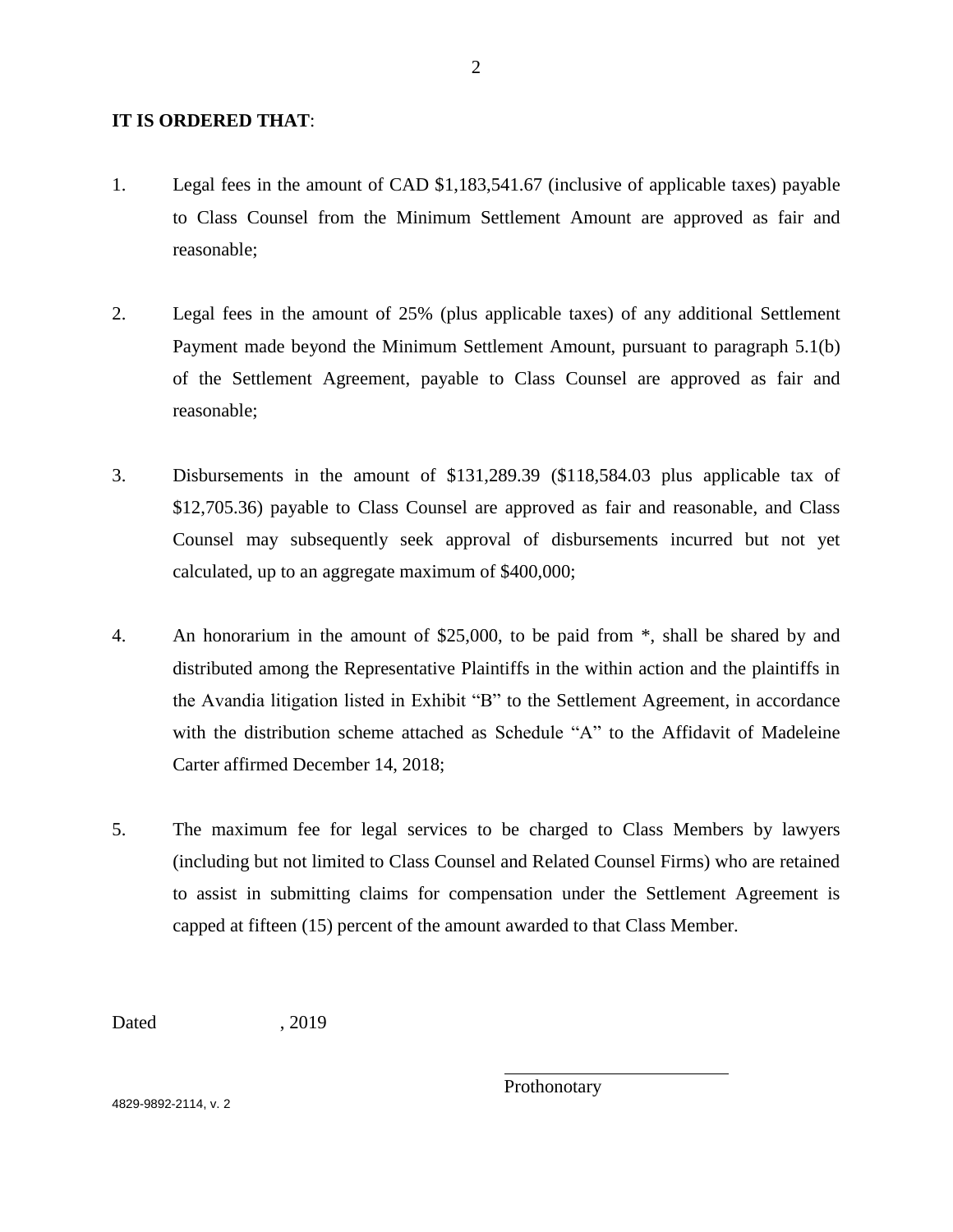**IT IS ORDERED THAT**:

1. Legal fees in the amount of CAD $1,183,541.67 (inclusive of applicable taxes) payable to Class Counsel from the Minimum Settlement Amount are approved as fair and reasonable;

2. Legal fees in the amount of 25% (plus applicable taxes) of any additional Settlement Payment made beyond the Minimum Settlement Amount, pursuant to paragraph 5.1(b) of the Settlement Agreement, payable to Class Counsel are approved as fair and reasonable;

3. Disbursements in the amount of $131,289.39 ($118,584.03 plus applicable tax of $12,705.36) payable to Class Counsel are approved as fair and reasonable, and Class Counsel may subsequently seek approval of disbursements incurred but not yet calculated, up to an aggregate maximum of $400,000;

4. An honorarium in the amount of $25,000, to be paid from *, shall be shared by and distributed among the Representative Plaintiffs in the within action and the plaintiffs in the Avandia litigation listed in Exhibit "B" to the Settlement Agreement, in accordance with the distribution scheme attached as Schedule "A" to the Affidavit of Madeleine Carter affirmed December 14, 2018;

5. The maximum fee for legal services to be charged to Class Members by lawyers (including but not limited to Class Counsel and Related Counsel Firms) who are retained to assist in submitting claims for compensation under the Settlement Agreement is capped at fifteen (15) percent of the amount awarded to that Class Member.

Dated , 2019

\_\_\_\_\_\_\_\_\_\_\_\_\_\_\_\_\_\_\_\_\_\_\_\_\_

Prothonotary

4829-9892-2114, v. 2